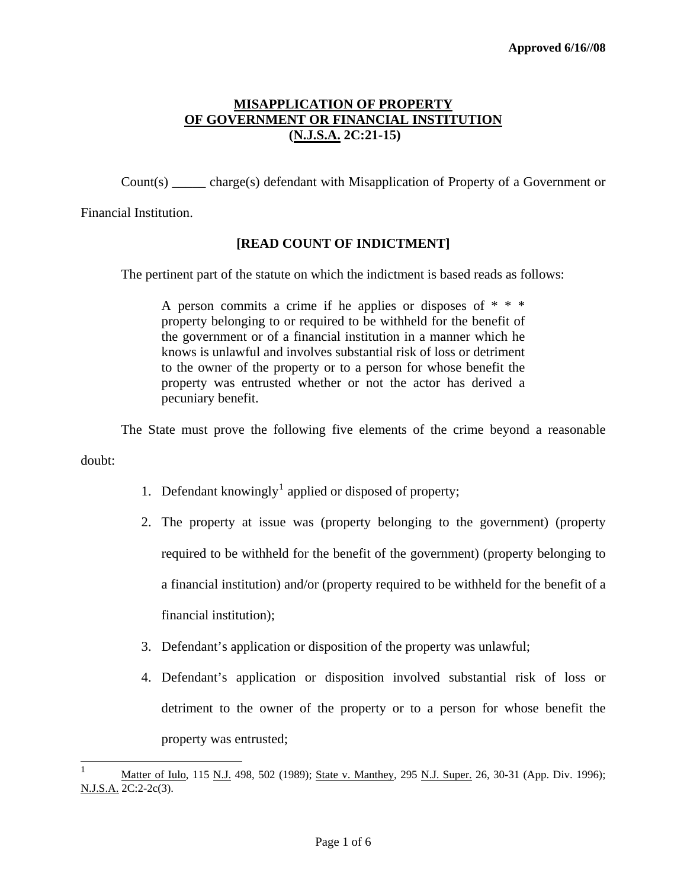**Approved 6/16//08**

# MISAPPLICATION OF PROPERTY OF GOVERNMENT OR FINANCIAL INSTITUTION (N.J.S.A. 2C:21-15)

Count(s) _____ charge(s) defendant with Misapplication of Property of a Government or Financial Institution.

**[READ COUNT OF INDICTMENT]**

The pertinent part of the statute on which the indictment is based reads as follows:

> A person commits a crime if he applies or disposes of * * * property belonging to or required to be withheld for the benefit of the government or of a financial institution in a manner which he knows is unlawful and involves substantial risk of loss or detriment to the owner of the property or to a person for whose benefit the property was entrusted whether or not the actor has derived a pecuniary benefit.

The State must prove the following five elements of the crime beyond a reasonable doubt:

1. Defendant knowingly[1] applied or disposed of property;
2. The property at issue was (property belonging to the government) (property required to be withheld for the benefit of the government) (property belonging to a financial institution) and/or (property required to be withheld for the benefit of a financial institution);
3. Defendant's application or disposition of the property was unlawful;
4. Defendant's application or disposition involved substantial risk of loss or detriment to the owner of the property or to a person for whose benefit the property was entrusted;

---

[1] Matter of Iulo, 115 N.J. 498, 502 (1989); State v. Manthey, 295 N.J. Super. 26, 30-31 (App. Div. 1996); N.J.S.A. 2C:2-2c(3).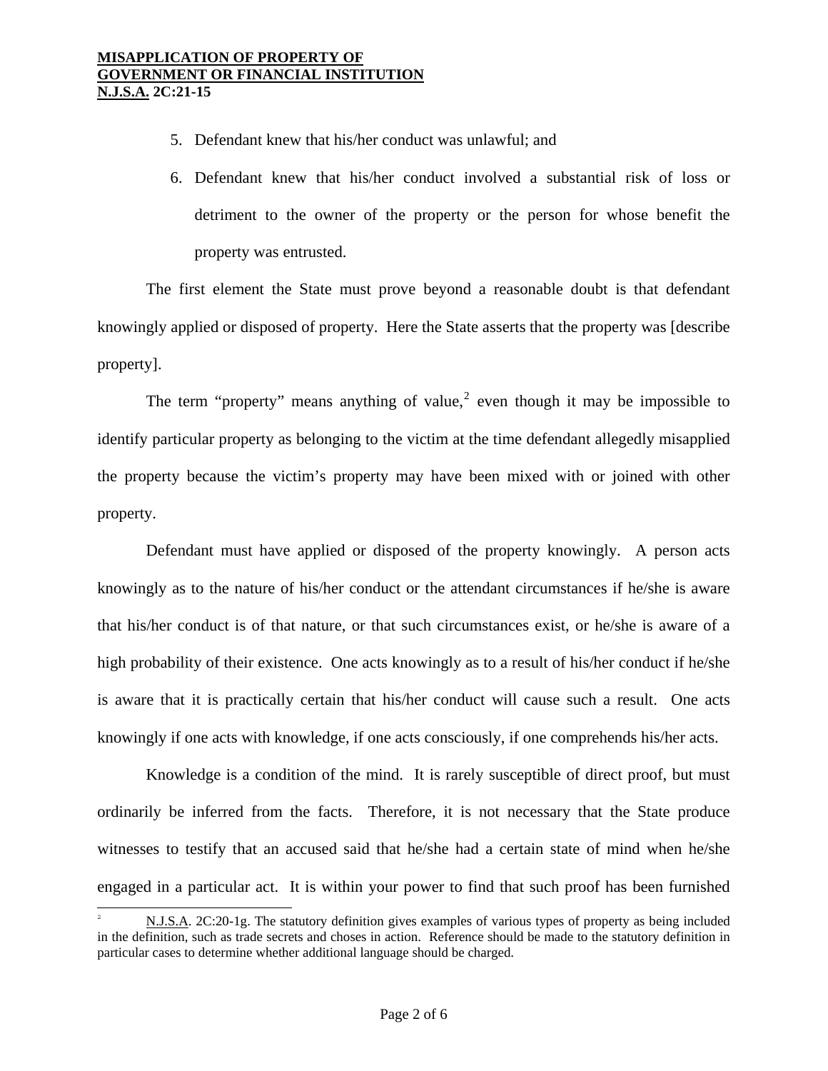5. Defendant knew that his/her conduct was unlawful; and
6. Defendant knew that his/her conduct involved a substantial risk of loss or detriment to the owner of the property or the person for whose benefit the property was entrusted.

The first element the State must prove beyond a reasonable doubt is that defendant knowingly applied or disposed of property. Here the State asserts that the property was [describe property].

The term "property" means anything of value,[2] even though it may be impossible to identify particular property as belonging to the victim at the time defendant allegedly misapplied the property because the victim's property may have been mixed with or joined with other property.

Defendant must have applied or disposed of the property knowingly. A person acts knowingly as to the nature of his/her conduct or the attendant circumstances if he/she is aware that his/her conduct is of that nature, or that such circumstances exist, or he/she is aware of a high probability of their existence. One acts knowingly as to a result of his/her conduct if he/she is aware that it is practically certain that his/her conduct will cause such a result. One acts knowingly if one acts with knowledge, if one acts consciously, if one comprehends his/her acts.

Knowledge is a condition of the mind. It is rarely susceptible of direct proof, but must ordinarily be inferred from the facts. Therefore, it is not necessary that the State produce witnesses to testify that an accused said that he/she had a certain state of mind when he/she engaged in a particular act. It is within your power to find that such proof has been furnished

---

[2] N.J.S.A. 2C:20-1g. The statutory definition gives examples of various types of property as being included in the definition, such as trade secrets and choses in action. Reference should be made to the statutory definition in particular cases to determine whether additional language should be charged.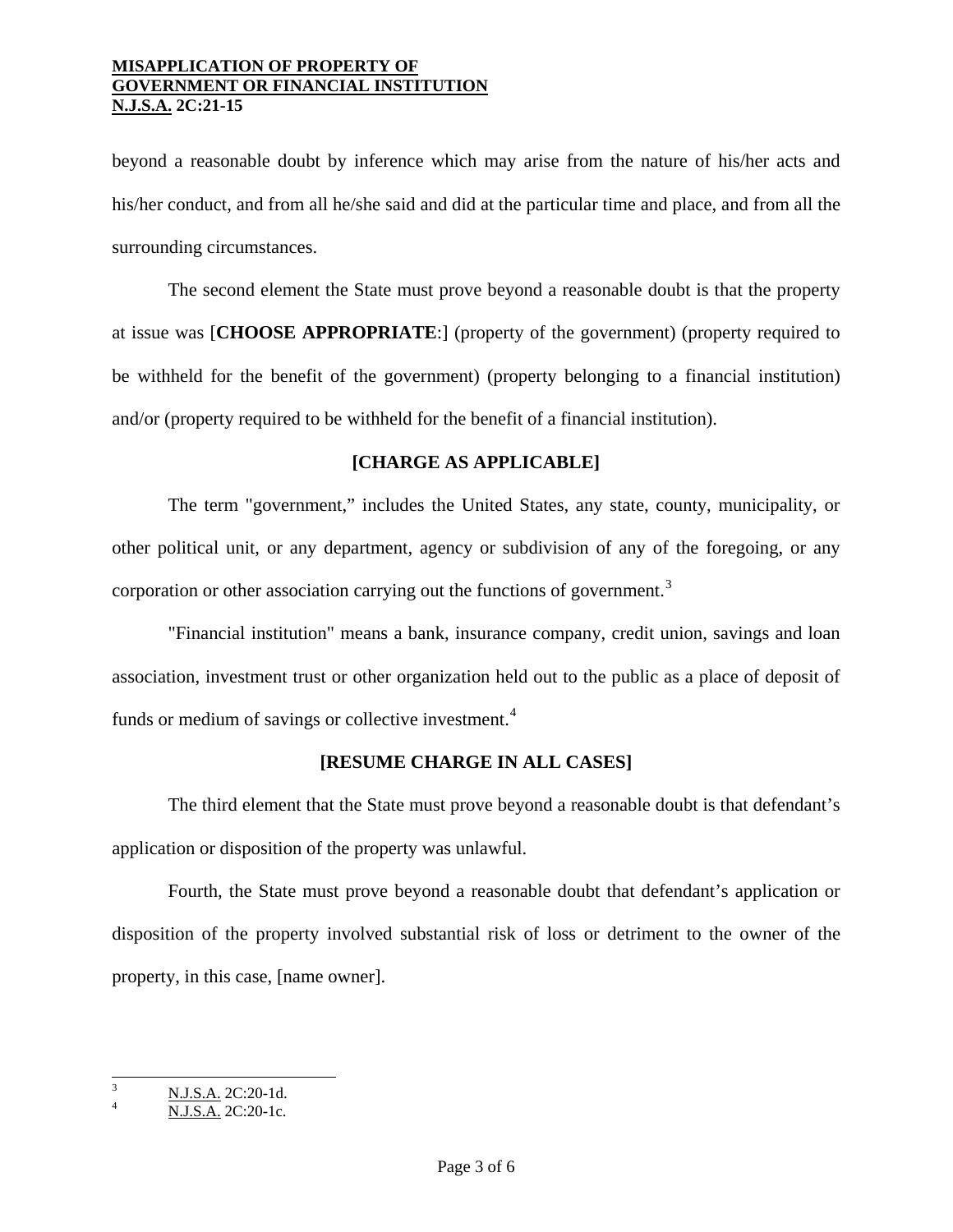beyond a reasonable doubt by inference which may arise from the nature of his/her acts and his/her conduct, and from all he/she said and did at the particular time and place, and from all the surrounding circumstances.

The second element the State must prove beyond a reasonable doubt is that the property at issue was [**CHOOSE APPROPRIATE**:] (property of the government) (property required to be withheld for the benefit of the government) (property belonging to a financial institution) and/or (property required to be withheld for the benefit of a financial institution).

**[CHARGE AS APPLICABLE]**

The term "government," includes the United States, any state, county, municipality, or other political unit, or any department, agency or subdivision of any of the foregoing, or any corporation or other association carrying out the functions of government.[3]

"Financial institution" means a bank, insurance company, credit union, savings and loan association, investment trust or other organization held out to the public as a place of deposit of funds or medium of savings or collective investment.[4]

**[RESUME CHARGE IN ALL CASES]**

The third element that the State must prove beyond a reasonable doubt is that defendant's application or disposition of the property was unlawful.

Fourth, the State must prove beyond a reasonable doubt that defendant's application or disposition of the property involved substantial risk of loss or detriment to the owner of the property, in this case, [name owner].

---

[3] N.J.S.A. 2C:20-1d.

[4] N.J.S.A. 2C:20-1c.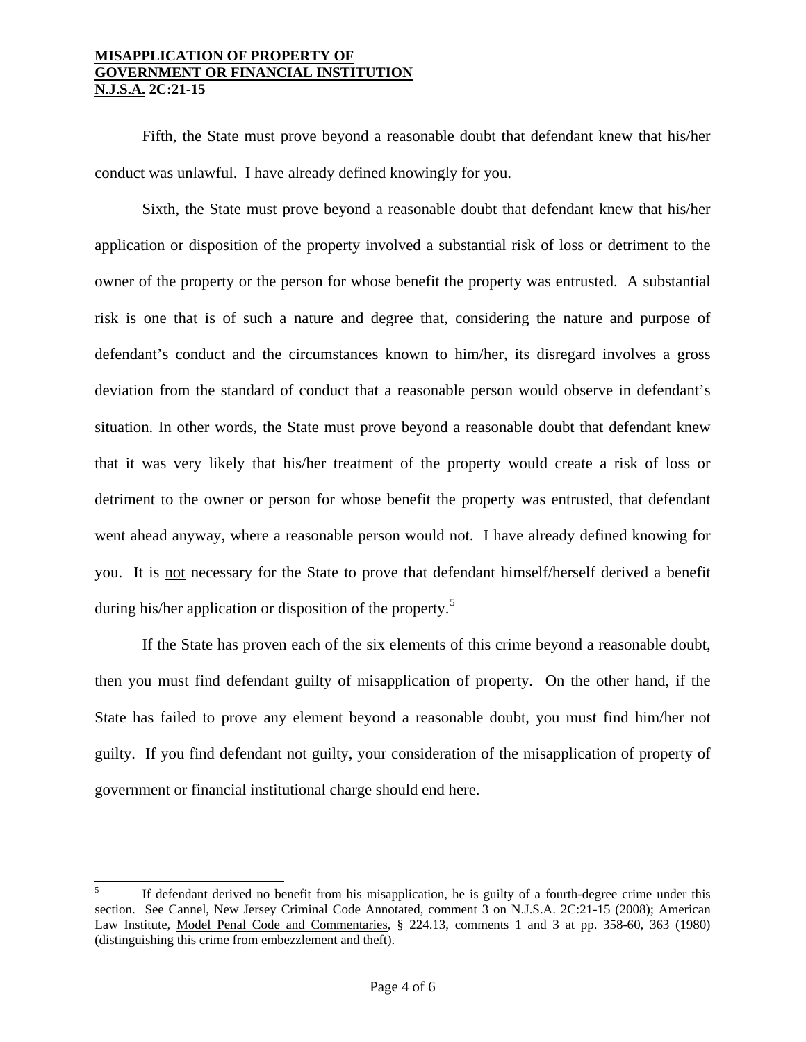Fifth, the State must prove beyond a reasonable doubt that defendant knew that his/her conduct was unlawful. I have already defined knowingly for you.

Sixth, the State must prove beyond a reasonable doubt that defendant knew that his/her application or disposition of the property involved a substantial risk of loss or detriment to the owner of the property or the person for whose benefit the property was entrusted. A substantial risk is one that is of such a nature and degree that, considering the nature and purpose of defendant's conduct and the circumstances known to him/her, its disregard involves a gross deviation from the standard of conduct that a reasonable person would observe in defendant's situation. In other words, the State must prove beyond a reasonable doubt that defendant knew that it was very likely that his/her treatment of the property would create a risk of loss or detriment to the owner or person for whose benefit the property was entrusted, that defendant went ahead anyway, where a reasonable person would not. I have already defined knowing for you. It is <u>not</u> necessary for the State to prove that defendant himself/herself derived a benefit during his/her application or disposition of the property.[5]

If the State has proven each of the six elements of this crime beyond a reasonable doubt, then you must find defendant guilty of misapplication of property. On the other hand, if the State has failed to prove any element beyond a reasonable doubt, you must find him/her not guilty. If you find defendant not guilty, your consideration of the misapplication of property of government or financial institutional charge should end here.

---

[5] If defendant derived no benefit from his misapplication, he is guilty of a fourth-degree crime under this section. <u>See</u> Cannel, <u>New Jersey Criminal Code Annotated</u>, comment 3 on <u>N.J.S.A.</u> 2C:21-15 (2008); American Law Institute, <u>Model Penal Code and Commentaries</u>, § 224.13, comments 1 and 3 at pp. 358-60, 363 (1980) (distinguishing this crime from embezzlement and theft).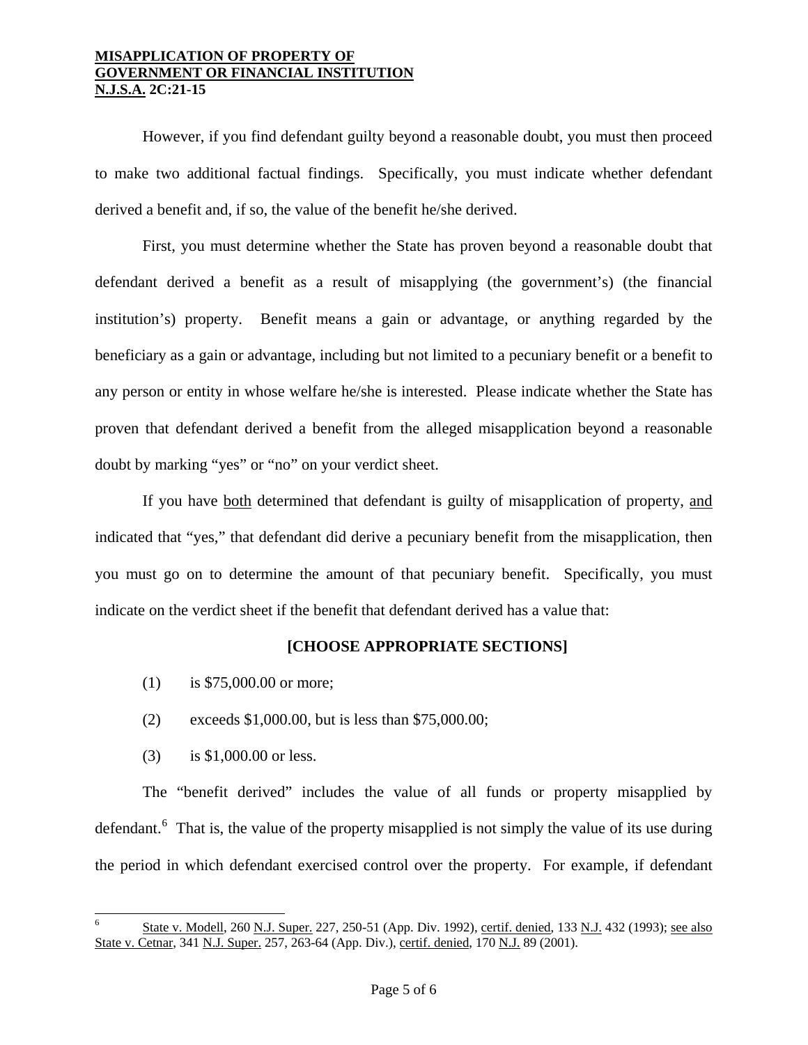However, if you find defendant guilty beyond a reasonable doubt, you must then proceed to make two additional factual findings. Specifically, you must indicate whether defendant derived a benefit and, if so, the value of the benefit he/she derived.

First, you must determine whether the State has proven beyond a reasonable doubt that defendant derived a benefit as a result of misapplying (the government's) (the financial institution's) property. Benefit means a gain or advantage, or anything regarded by the beneficiary as a gain or advantage, including but not limited to a pecuniary benefit or a benefit to any person or entity in whose welfare he/she is interested. Please indicate whether the State has proven that defendant derived a benefit from the alleged misapplication beyond a reasonable doubt by marking "yes" or "no" on your verdict sheet.

If you have both determined that defendant is guilty of misapplication of property, and indicated that "yes," that defendant did derive a pecuniary benefit from the misapplication, then you must go on to determine the amount of that pecuniary benefit. Specifically, you must indicate on the verdict sheet if the benefit that defendant derived has a value that:

**[CHOOSE APPROPRIATE SECTIONS]**

(1) is $75,000.00 or more;

(2) exceeds $1,000.00, but is less than $75,000.00;

(3) is $1,000.00 or less.

The "benefit derived" includes the value of all funds or property misapplied by defendant.[6] That is, the value of the property misapplied is not simply the value of its use during the period in which defendant exercised control over the property. For example, if defendant

---

[6] State v. Modell, 260 N.J. Super. 227, 250-51 (App. Div. 1992), certif. denied, 133 N.J. 432 (1993); see also State v. Cetnar, 341 N.J. Super. 257, 263-64 (App. Div.), certif. denied, 170 N.J. 89 (2001).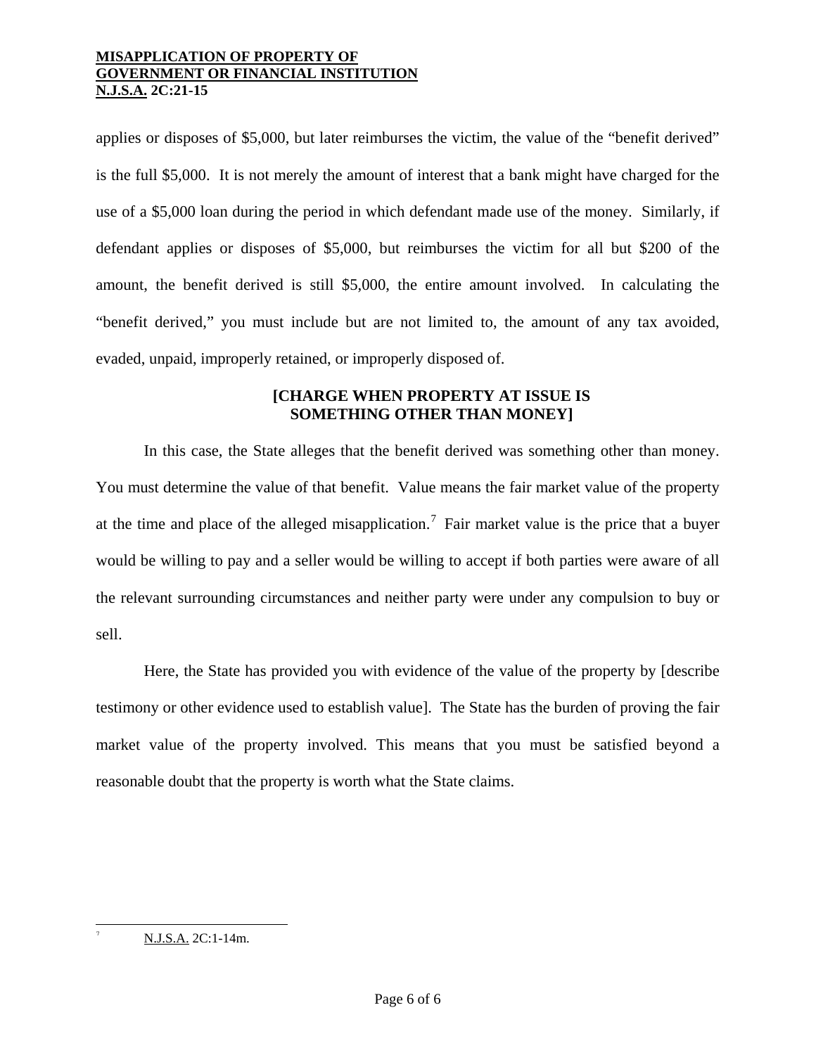applies or disposes of $5,000, but later reimburses the victim, the value of the "benefit derived" is the full $5,000. It is not merely the amount of interest that a bank might have charged for the use of a $5,000 loan during the period in which defendant made use of the money. Similarly, if defendant applies or disposes of $5,000, but reimburses the victim for all but $200 of the amount, the benefit derived is still $5,000, the entire amount involved. In calculating the "benefit derived," you must include but are not limited to, the amount of any tax avoided, evaded, unpaid, improperly retained, or improperly disposed of.

**[CHARGE WHEN PROPERTY AT ISSUE IS SOMETHING OTHER THAN MONEY]**

In this case, the State alleges that the benefit derived was something other than money. You must determine the value of that benefit. Value means the fair market value of the property at the time and place of the alleged misapplication.[7] Fair market value is the price that a buyer would be willing to pay and a seller would be willing to accept if both parties were aware of all the relevant surrounding circumstances and neither party were under any compulsion to buy or sell.

Here, the State has provided you with evidence of the value of the property by [describe testimony or other evidence used to establish value]. The State has the burden of proving the fair market value of the property involved. This means that you must be satisfied beyond a reasonable doubt that the property is worth what the State claims.

---

[7] N.J.S.A. 2C:1-14m.